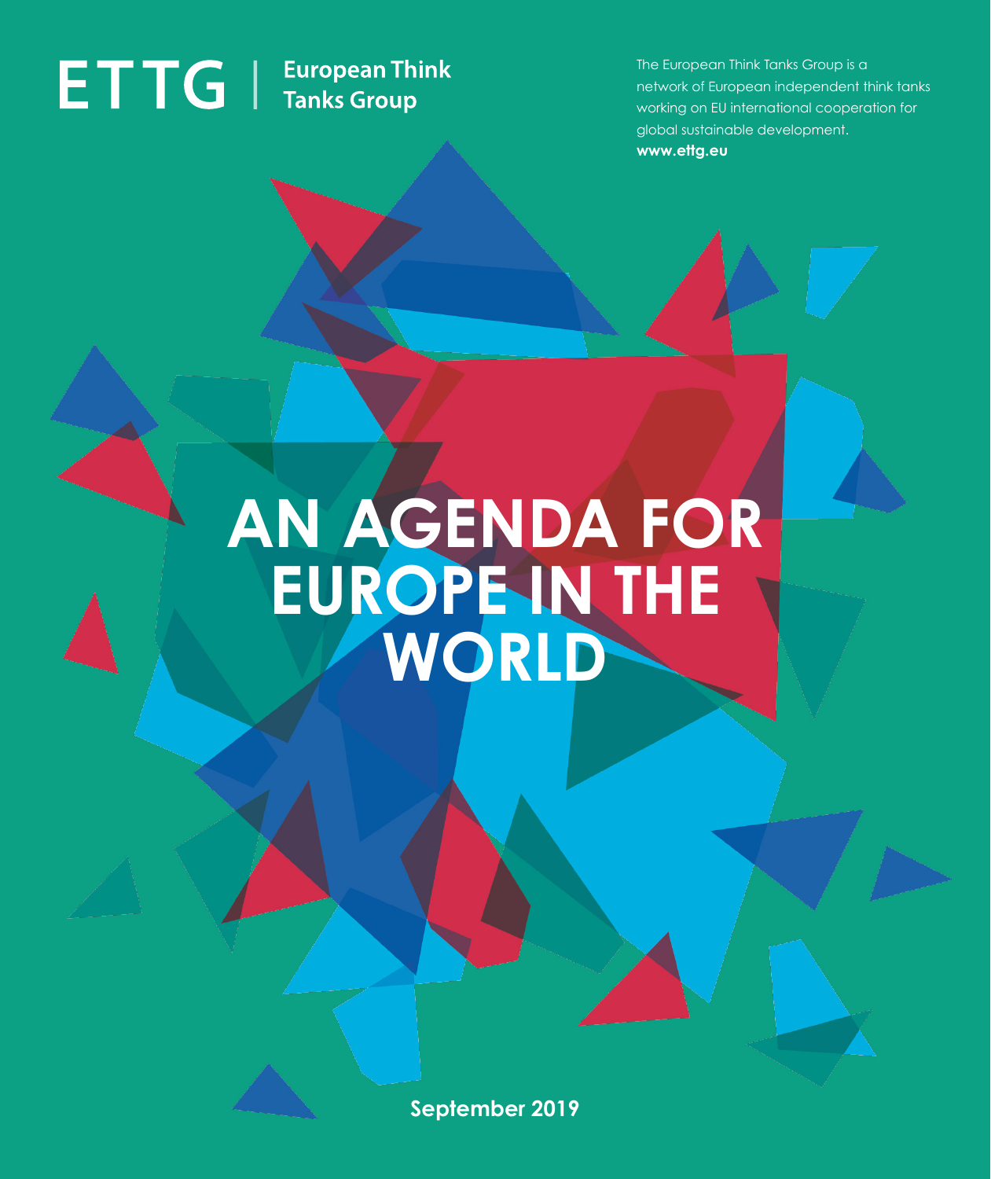ETTG | European Think Tanks Group

The European Think Tanks Group is a network of European independent think tanks working on EU international cooperation for global sustainable development.
**www.ettg.eu**

# AN AGENDA FOR EUROPE IN THE WORLD

**September 2019**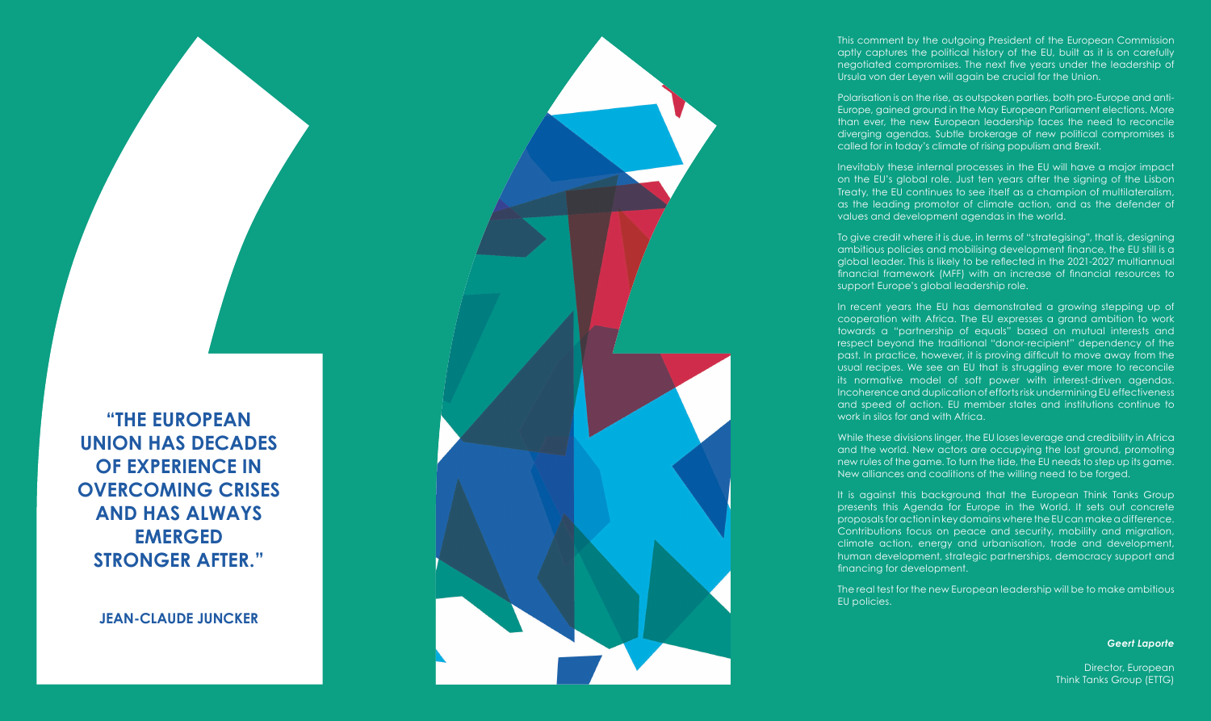**"THE EUROPEAN UNION HAS DECADES OF EXPERIENCE IN OVERCOMING CRISES AND HAS ALWAYS EMERGED STRONGER AFTER."**

**JEAN-CLAUDE JUNCKER**

This comment by the outgoing President of the European Commission aptly captures the political history of the EU, built as it is on carefully negotiated compromises. The next five years under the leadership of Ursula von der Leyen will again be crucial for the Union.

Polarisation is on the rise, as outspoken parties, both pro-Europe and anti-Europe, gained ground in the May European Parliament elections. More than ever, the new European leadership faces the need to reconcile diverging agendas. Subtle brokerage of new political compromises is called for in today's climate of rising populism and Brexit.

Inevitably these internal processes in the EU will have a major impact on the EU's global role. Just ten years after the signing of the Lisbon Treaty, the EU continues to see itself as a champion of multilateralism, as the leading promotor of climate action, and as the defender of values and development agendas in the world.

To give credit where it is due, in terms of "strategising", that is, designing ambitious policies and mobilising development finance, the EU still is a global leader. This is likely to be reflected in the 2021-2027 multiannual financial framework (MFF) with an increase of financial resources to support Europe's global leadership role.

In recent years the EU has demonstrated a growing stepping up of cooperation with Africa. The EU expresses a grand ambition to work towards a "partnership of equals" based on mutual interests and respect beyond the traditional "donor-recipient" dependency of the past. In practice, however, it is proving difficult to move away from the usual recipes. We see an EU that is struggling ever more to reconcile its normative model of soft power with interest-driven agendas. Incoherence and duplication of efforts risk undermining EU effectiveness and speed of action. EU member states and institutions continue to work in silos for and with Africa.

While these divisions linger, the EU loses leverage and credibility in Africa and the world. New actors are occupying the lost ground, promoting new rules of the game. To turn the tide, the EU needs to step up its game. New alliances and coalitions of the willing need to be forged.

It is against this background that the European Think Tanks Group presents this Agenda for Europe in the World. It sets out concrete proposals for action in key domains where the EU can make a difference. Contributions focus on peace and security, mobility and migration, climate action, energy and urbanisation, trade and development, human development, strategic partnerships, democracy support and financing for development.

The real test for the new European leadership will be to make ambitious EU policies.

***Geert Laporte***

Director, European Think Tanks Group (ETTG)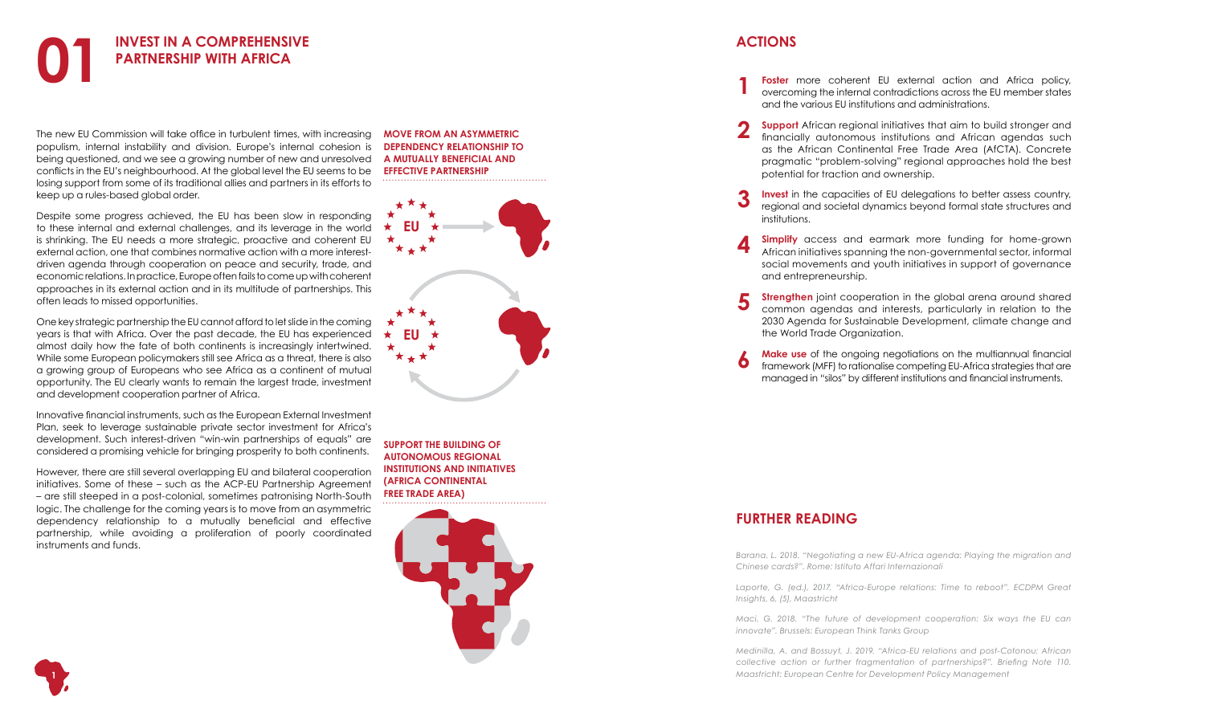# 01 INVEST IN A COMPREHENSIVE PARTNERSHIP WITH AFRICA

The new EU Commission will take office in turbulent times, with increasing populism, internal instability and division. Europe's internal cohesion is being questioned, and we see a growing number of new and unresolved conflicts in the EU's neighbourhood. At the global level the EU seems to be losing support from some of its traditional allies and partners in its efforts to keep up a rules-based global order.

Despite some progress achieved, the EU has been slow in responding to these internal and external challenges, and its leverage in the world is shrinking. The EU needs a more strategic, proactive and coherent EU external action, one that combines normative action with a more interest-driven agenda through cooperation on peace and security, trade, and economic relations. In practice, Europe often fails to come up with coherent approaches in its external action and in its multitude of partnerships. This often leads to missed opportunities.

One key strategic partnership the EU cannot afford to let slide in the coming years is that with Africa. Over the past decade, the EU has experienced almost daily how the fate of both continents is increasingly intertwined. While some European policymakers still see Africa as a threat, there is also a growing group of Europeans who see Africa as a continent of mutual opportunity. The EU clearly wants to remain the largest trade, investment and development cooperation partner of Africa.

Innovative financial instruments, such as the European External Investment Plan, seek to leverage sustainable private sector investment for Africa's development. Such interest-driven "win-win partnerships of equals" are considered a promising vehicle for bringing prosperity to both continents.

However, there are still several overlapping EU and bilateral cooperation initiatives. Some of these – such as the ACP-EU Partnership Agreement – are still steeped in a post-colonial, sometimes patronising North-South logic. The challenge for the coming years is to move from an asymmetric dependency relationship to a mutually beneficial and effective partnership, while avoiding a proliferation of poorly coordinated instruments and funds.

**MOVE FROM AN ASYMMETRIC DEPENDENCY RELATIONSHIP TO A MUTUALLY BENEFICIAL AND EFFECTIVE PARTNERSHIP**

**SUPPORT THE BUILDING OF AUTONOMOUS REGIONAL INSTITUTIONS AND INITIATIVES (AFRICA CONTINENTAL FREE TRADE AREA)**

## ACTIONS

1. **Foster** more coherent EU external action and Africa policy, overcoming the internal contradictions across the EU member states and the various EU institutions and administrations.
2. **Support** African regional initiatives that aim to build stronger and financially autonomous institutions and African agendas such as the African Continental Free Trade Area (AfCTA). Concrete pragmatic "problem-solving" regional approaches hold the best potential for traction and ownership.
3. **Invest** in the capacities of EU delegations to better assess country, regional and societal dynamics beyond formal state structures and institutions.
4. **Simplify** access and earmark more funding for home-grown African initiatives spanning the non-governmental sector, informal social movements and youth initiatives in support of governance and entrepreneurship.
5. **Strengthen** joint cooperation in the global arena around shared common agendas and interests, particularly in relation to the 2030 Agenda for Sustainable Development, climate change and the World Trade Organization.
6. **Make use** of the ongoing negotiations on the multiannual financial framework (MFF) to rationalise competing EU-Africa strategies that are managed in "silos" by different institutions and financial instruments.

## FURTHER READING

*Barana, L. 2018. "Negotiating a new EU-Africa agenda: Playing the migration and Chinese cards?". Rome: Istituto Affari Internazionali*

*Laporte, G. (ed.). 2017. "Africa-Europe relations: Time to reboot". ECDPM Great Insights, 6, (5), Maastricht*

*Maci, G. 2018. "The future of development cooperation: Six ways the EU can innovate". Brussels: European Think Tanks Group*

*Medinilla, A. and Bossuyt, J. 2019. "Africa-EU relations and post-Cotonou: African collective action or further fragmentation of partnerships?". Briefing Note 110. Maastricht: European Centre for Development Policy Management*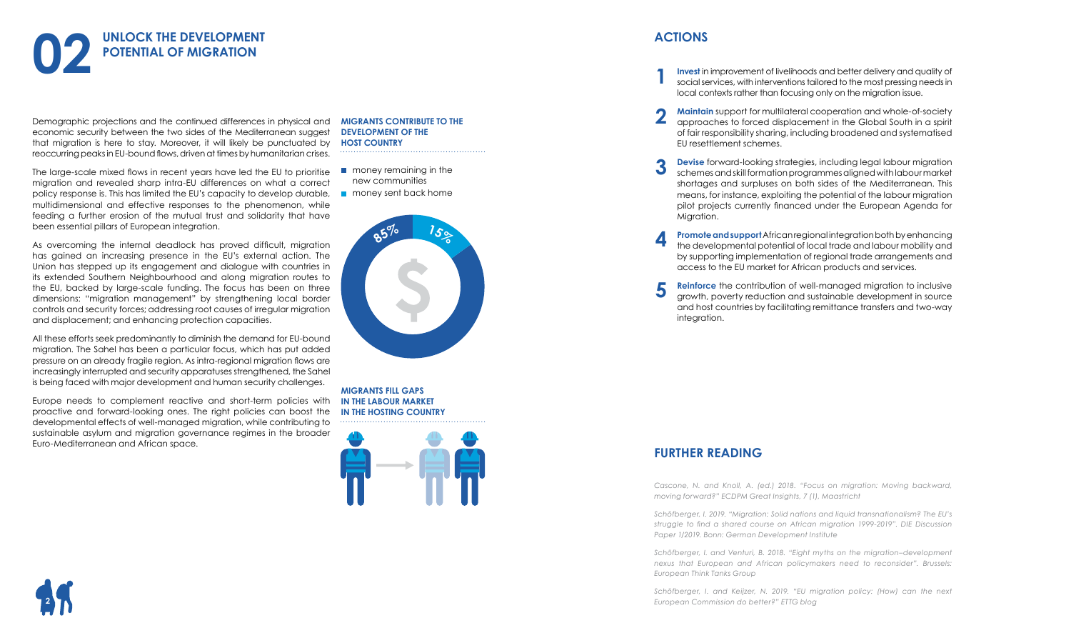# 02 UNLOCK THE DEVELOPMENT POTENTIAL OF MIGRATION

Demographic projections and the continued differences in physical and economic security between the two sides of the Mediterranean suggest that migration is here to stay. Moreover, it will likely be punctuated by reoccurring peaks in EU-bound flows, driven at times by humanitarian crises.

The large-scale mixed flows in recent years have led the EU to prioritise migration and revealed sharp intra-EU differences on what a correct policy response is. This has limited the EU's capacity to develop durable, multidimensional and effective responses to the phenomenon, while feeding a further erosion of the mutual trust and solidarity that have been essential pillars of European integration.

As overcoming the internal deadlock has proved difficult, migration has gained an increasing presence in the EU's external action. The Union has stepped up its engagement and dialogue with countries in its extended Southern Neighbourhood and along migration routes to the EU, backed by large-scale funding. The focus has been on three dimensions: "migration management" by strengthening local border controls and security forces; addressing root causes of irregular migration and displacement; and enhancing protection capacities.

All these efforts seek predominantly to diminish the demand for EU-bound migration. The Sahel has been a particular focus, which has put added pressure on an already fragile region. As intra-regional migration flows are increasingly interrupted and security apparatuses strengthened, the Sahel is being faced with major development and human security challenges.

Europe needs to complement reactive and short-term policies with proactive and forward-looking ones. The right policies can boost the developmental effects of well-managed migration, while contributing to sustainable asylum and migration governance regimes in the broader Euro-Mediterranean and African space.

**MIGRANTS CONTRIBUTE TO THE DEVELOPMENT OF THE HOST COUNTRY**

- money remaining in the new communities
- money sent back home

85% | 15%

**MIGRANTS FILL GAPS IN THE LABOUR MARKET IN THE HOSTING COUNTRY**

## ACTIONS

1. **Invest** in improvement of livelihoods and better delivery and quality of social services, with interventions tailored to the most pressing needs in local contexts rather than focusing only on the migration issue.
2. **Maintain** support for multilateral cooperation and whole-of-society approaches to forced displacement in the Global South in a spirit of fair responsibility sharing, including broadened and systematised EU resettlement schemes.
3. **Devise** forward-looking strategies, including legal labour migration schemes and skill formation programmes aligned with labour market shortages and surpluses on both sides of the Mediterranean. This means, for instance, exploiting the potential of the labour migration pilot projects currently financed under the European Agenda for Migration.
4. **Promote and support** African regional integration both by enhancing the developmental potential of local trade and labour mobility and by supporting implementation of regional trade arrangements and access to the EU market for African products and services.
5. **Reinforce** the contribution of well-managed migration to inclusive growth, poverty reduction and sustainable development in source and host countries by facilitating remittance transfers and two-way integration.

## FURTHER READING

*Cascone, N. and Knoll, A. (ed.) 2018. "Focus on migration: Moving backward, moving forward?" ECDPM Great Insights, 7 (1). Maastricht*

*Schöfberger, I. 2019. "Migration: Solid nations and liquid transnationalism? The EU's struggle to find a shared course on African migration 1999-2019". DIE Discussion Paper 1/2019. Bonn: German Development Institute*

*Schöfberger, I. and Venturi, B. 2018. "Eight myths on the migration–development nexus that European and African policymakers need to reconsider". Brussels: European Think Tanks Group*

*Schöfberger, I. and Keijzer, N. 2019. "EU migration policy: (How) can the next European Commission do better?" ETTG blog*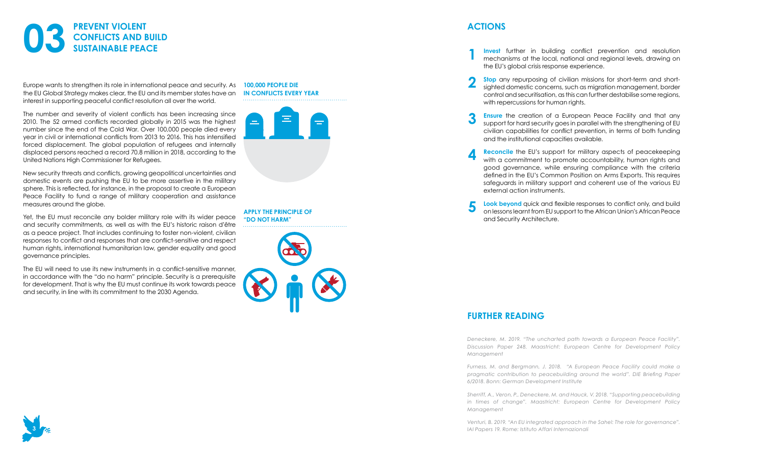# 03 PREVENT VIOLENT CONFLICTS AND BUILD SUSTAINABLE PEACE

Europe wants to strengthen its role in international peace and security. As the EU Global Strategy makes clear, the EU and its member states have an interest in supporting peaceful conflict resolution all over the world.

The number and severity of violent conflicts has been increasing since 2010. The 52 armed conflicts recorded globally in 2015 was the highest number since the end of the Cold War. Over 100,000 people died every year in civil or international conflicts from 2013 to 2016. This has intensified forced displacement. The global population of refugees and internally displaced persons reached a record 70.8 million in 2018, according to the United Nations High Commissioner for Refugees.

New security threats and conflicts, growing geopolitical uncertainties and domestic events are pushing the EU to be more assertive in the military sphere. This is reflected, for instance, in the proposal to create a European Peace Facility to fund a range of military cooperation and assistance measures around the globe.

Yet, the EU must reconcile any bolder military role with its wider peace and security commitments, as well as with the EU's historic raison d'être as a peace project. That includes continuing to foster non-violent, civilian responses to conflict and responses that are conflict-sensitive and respect human rights, international humanitarian law, gender equality and good governance principles.

The EU will need to use its new instruments in a conflict-sensitive manner, in accordance with the "do no harm" principle. Security is a prerequisite for development. That is why the EU must continue its work towards peace and security, in line with its commitment to the 2030 Agenda.

**100,000 PEOPLE DIE IN CONFLICTS EVERY YEAR**

**APPLY THE PRINCIPLE OF "DO NOT HARM"**

## ACTIONS

1. **Invest** further in building conflict prevention and resolution mechanisms at the local, national and regional levels, drawing on the EU's global crisis response experience.
2. **Stop** any repurposing of civilian missions for short-term and short-sighted domestic concerns, such as migration management, border control and securitisation, as this can further destabilise some regions, with repercussions for human rights.
3. **Ensure** the creation of a European Peace Facility and that any support for hard security goes in parallel with the strengthening of EU civilian capabilities for conflict prevention, in terms of both funding and the institutional capacities available.
4. **Reconcile** the EU's support for military aspects of peacekeeping with a commitment to promote accountability, human rights and good governance, while ensuring compliance with the criteria defined in the EU's Common Position on Arms Exports. This requires safeguards in military support and coherent use of the various EU external action instruments.
5. **Look beyond** quick and flexible responses to conflict only, and build on lessons learnt from EU support to the African Union's African Peace and Security Architecture.

## FURTHER READING

*Deneckere, M. 2019. "The uncharted path towards a European Peace Facility". Discussion Paper 248. Maastricht: European Centre for Development Policy Management*

*Furness, M. and Bergmann, J. 2018. "A European Peace Facility could make a pragmatic contribution to peacebuilding around the world". DIE Briefing Paper 6/2018. Bonn: German Development Institute*

*Sherriff, A., Veron, P., Deneckere, M. and Hauck, V. 2018. "Supporting peacebuilding in times of change". Maastricht: European Centre for Development Policy Management*

*Venturi, B. 2019. "An EU integrated approach in the Sahel: The role for governance". IAI Papers 19. Rome: Istituto Affari Internazionali*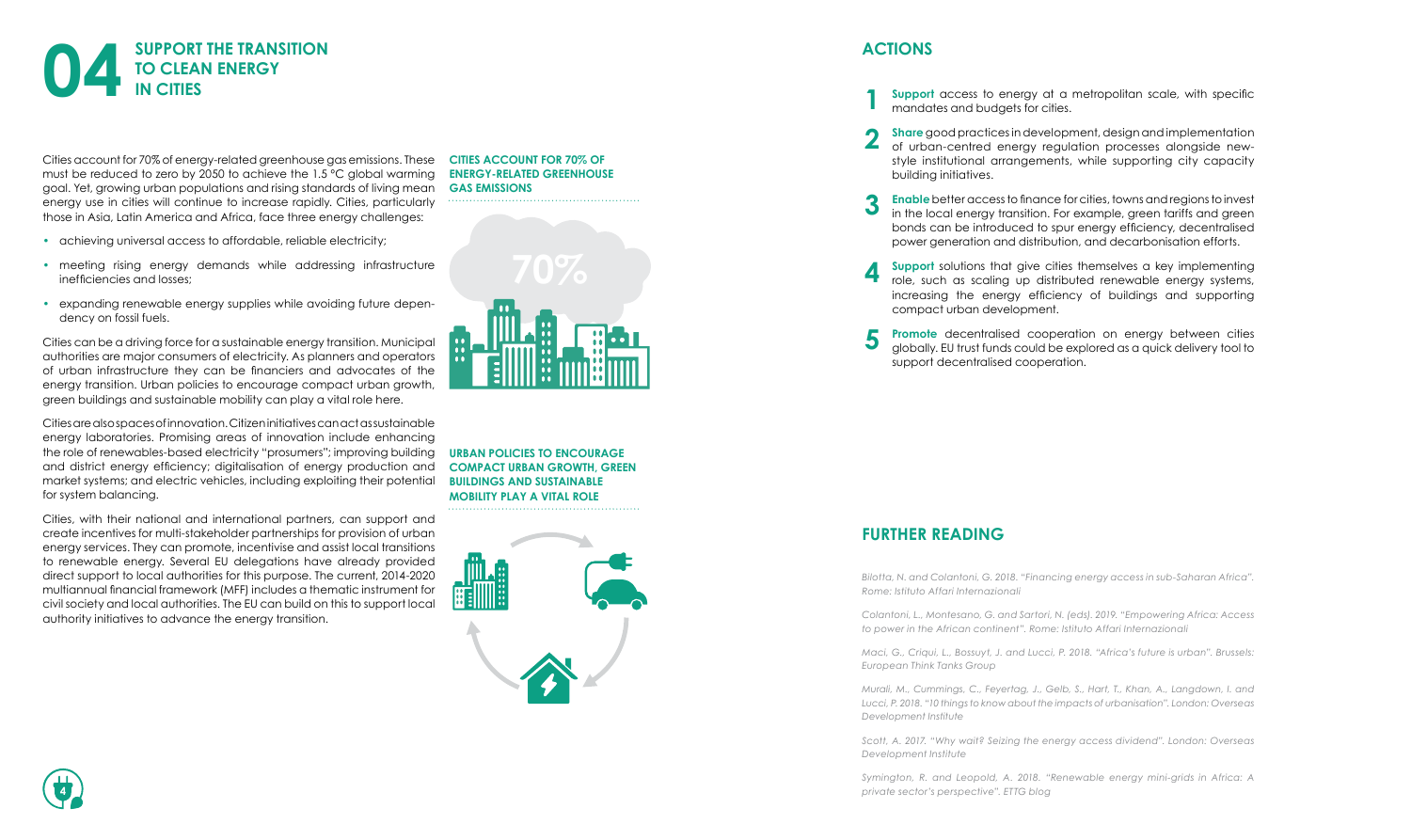# 04 SUPPORT THE TRANSITION TO CLEAN ENERGY IN CITIES

Cities account for 70% of energy-related greenhouse gas emissions. These must be reduced to zero by 2050 to achieve the 1.5 °C global warming goal. Yet, growing urban populations and rising standards of living mean energy use in cities will continue to increase rapidly. Cities, particularly those in Asia, Latin America and Africa, face three energy challenges:

- achieving universal access to affordable, reliable electricity;
- meeting rising energy demands while addressing infrastructure inefficiencies and losses;
- expanding renewable energy supplies while avoiding future dependency on fossil fuels.

Cities can be a driving force for a sustainable energy transition. Municipal authorities are major consumers of electricity. As planners and operators of urban infrastructure they can be financiers and advocates of the energy transition. Urban policies to encourage compact urban growth, green buildings and sustainable mobility can play a vital role here.

Cities are also spaces of innovation. Citizen initiatives can act as sustainable energy laboratories. Promising areas of innovation include enhancing the role of renewables-based electricity "prosumers"; improving building and district energy efficiency; digitalisation of energy production and market systems; and electric vehicles, including exploiting their potential for system balancing.

Cities, with their national and international partners, can support and create incentives for multi-stakeholder partnerships for provision of urban energy services. They can promote, incentivise and assist local transitions to renewable energy. Several EU delegations have already provided direct support to local authorities for this purpose. The current, 2014-2020 multiannual financial framework (MFF) includes a thematic instrument for civil society and local authorities. The EU can build on this to support local authority initiatives to advance the energy transition.

**CITIES ACCOUNT FOR 70% OF ENERGY-RELATED GREENHOUSE GAS EMISSIONS**

70%

**URBAN POLICIES TO ENCOURAGE COMPACT URBAN GROWTH, GREEN BUILDINGS AND SUSTAINABLE MOBILITY PLAY A VITAL ROLE**

## ACTIONS

1. **Support** access to energy at a metropolitan scale, with specific mandates and budgets for cities.
2. **Share** good practices in development, design and implementation of urban-centred energy regulation processes alongside new-style institutional arrangements, while supporting city capacity building initiatives.
3. **Enable** better access to finance for cities, towns and regions to invest in the local energy transition. For example, green tariffs and green bonds can be introduced to spur energy efficiency, decentralised power generation and distribution, and decarbonisation efforts.
4. **Support** solutions that give cities themselves a key implementing role, such as scaling up distributed renewable energy systems, increasing the energy efficiency of buildings and supporting compact urban development.
5. **Promote** decentralised cooperation on energy between cities globally. EU trust funds could be explored as a quick delivery tool to support decentralised cooperation.

## FURTHER READING

*Bilotta, N. and Colantoni, G. 2018. "Financing energy access in sub-Saharan Africa". Rome: Istituto Affari Internazionali*

*Colantoni, L., Montesano, G. and Sartori, N. (eds). 2019. "Empowering Africa: Access to power in the African continent". Rome: Istituto Affari Internazionali*

*Maci, G., Criqui, L., Bossuyt, J. and Lucci, P. 2018. "Africa's future is urban". Brussels: European Think Tanks Group*

*Murali, M., Cummings, C., Feyertag, J., Gelb, S., Hart, T., Khan, A., Langdown, I. and Lucci, P. 2018. "10 things to know about the impacts of urbanisation". London: Overseas Development Institute*

*Scott, A. 2017. "Why wait? Seizing the energy access dividend". London: Overseas Development Institute*

*Symington, R. and Leopold, A. 2018. "Renewable energy mini-grids in Africa: A private sector's perspective". ETTG blog*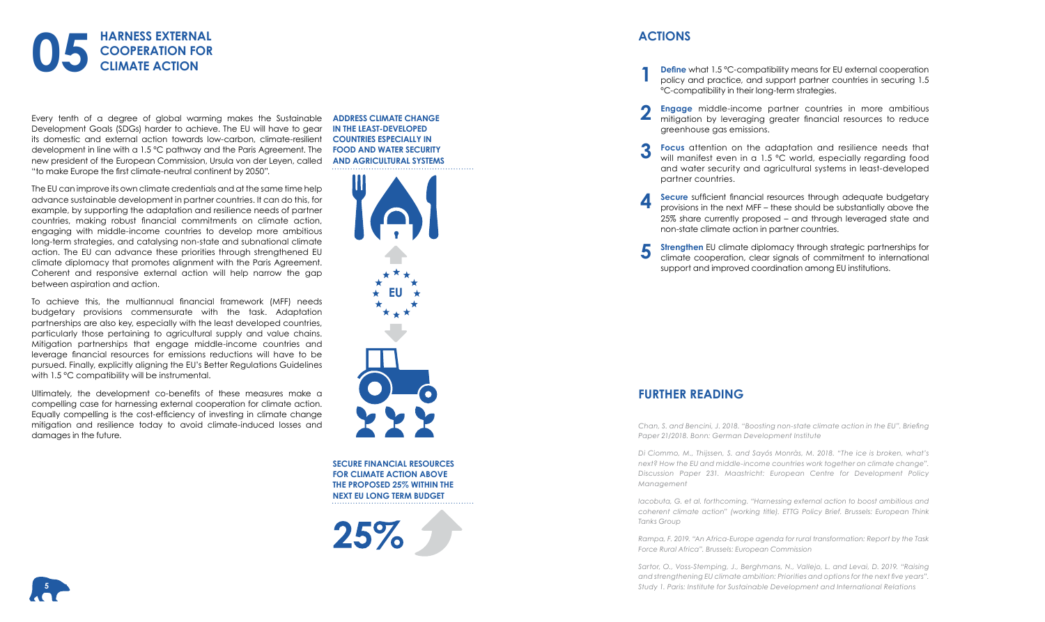# 05 HARNESS EXTERNAL COOPERATION FOR CLIMATE ACTION

Every tenth of a degree of global warming makes the Sustainable Development Goals (SDGs) harder to achieve. The EU will have to gear its domestic and external action towards low-carbon, climate-resilient development in line with a 1.5 °C pathway and the Paris Agreement. The new president of the European Commission, Ursula von der Leyen, called "to make Europe the first climate-neutral continent by 2050".

The EU can improve its own climate credentials and at the same time help advance sustainable development in partner countries. It can do this, for example, by supporting the adaptation and resilience needs of partner countries, making robust financial commitments on climate action, engaging with middle-income countries to develop more ambitious long-term strategies, and catalysing non-state and subnational climate action. The EU can advance these priorities through strengthened EU climate diplomacy that promotes alignment with the Paris Agreement. Coherent and responsive external action will help narrow the gap between aspiration and action.

To achieve this, the multiannual financial framework (MFF) needs budgetary provisions commensurate with the task. Adaptation partnerships are also key, especially with the least developed countries, particularly those pertaining to agricultural supply and value chains. Mitigation partnerships that engage middle-income countries and leverage financial resources for emissions reductions will have to be pursued. Finally, explicitly aligning the EU's Better Regulations Guidelines with 1.5 °C compatibility will be instrumental.

Ultimately, the development co-benefits of these measures make a compelling case for harnessing external cooperation for climate action. Equally compelling is the cost-efficiency of investing in climate change mitigation and resilience today to avoid climate-induced losses and damages in the future.

**ADDRESS CLIMATE CHANGE IN THE LEAST-DEVELOPED COUNTRIES ESPECIALLY IN FOOD AND WATER SECURITY AND AGRICULTURAL SYSTEMS**

**SECURE FINANCIAL RESOURCES FOR CLIMATE ACTION ABOVE THE PROPOSED 25% WITHIN THE NEXT EU LONG TERM BUDGET**

**25%**

## ACTIONS

1. **Define** what 1.5 °C-compatibility means for EU external cooperation policy and practice, and support partner countries in securing 1.5 °C-compatibility in their long-term strategies.
2. **Engage** middle-income partner countries in more ambitious mitigation by leveraging greater financial resources to reduce greenhouse gas emissions.
3. **Focus** attention on the adaptation and resilience needs that will manifest even in a 1.5 °C world, especially regarding food and water security and agricultural systems in least-developed partner countries.
4. **Secure** sufficient financial resources through adequate budgetary provisions in the next MFF – these should be substantially above the 25% share currently proposed – and through leveraged state and non-state climate action in partner countries.
5. **Strengthen** EU climate diplomacy through strategic partnerships for climate cooperation, clear signals of commitment to international support and improved coordination among EU institutions.

## FURTHER READING

*Chan, S. and Bencini, J. 2018. "Boosting non-state climate action in the EU". Briefing Paper 21/2018. Bonn: German Development Institute*

*Di Ciommo, M., Thijssen, S. and Sayós Monràs, M. 2018. "The ice is broken, what's next? How the EU and middle-income countries work together on climate change". Discussion Paper 231. Maastricht: European Centre for Development Policy Management*

*Iacobuta, G. et al. forthcoming. "Harnessing external action to boost ambitious and coherent climate action" (working title). ETTG Policy Brief. Brussels: European Think Tanks Group*

*Rampa, F. 2019. "An Africa-Europe agenda for rural transformation: Report by the Task Force Rural Africa". Brussels: European Commission*

*Sartor, O., Voss-Stemping, J., Berghmans, N., Vallejo, L. and Levai, D. 2019. "Raising and strengthening EU climate ambition: Priorities and options for the next five years". Study 1. Paris: Institute for Sustainable Development and International Relations*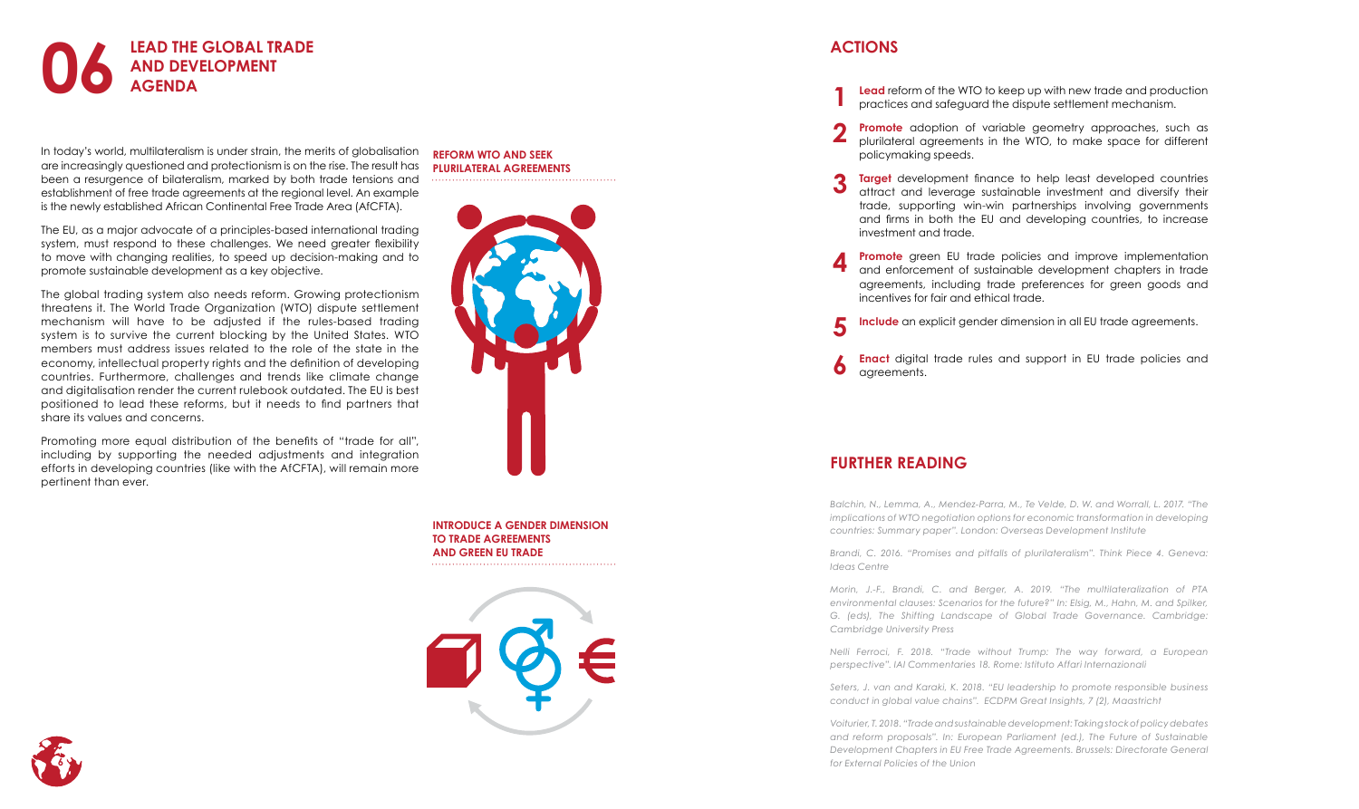# 06 LEAD THE GLOBAL TRADE AND DEVELOPMENT AGENDA

In today's world, multilateralism is under strain, the merits of globalisation are increasingly questioned and protectionism is on the rise. The result has been a resurgence of bilateralism, marked by both trade tensions and establishment of free trade agreements at the regional level. An example is the newly established African Continental Free Trade Area (AfCFTA).

The EU, as a major advocate of a principles-based international trading system, must respond to these challenges. We need greater flexibility to move with changing realities, to speed up decision-making and to promote sustainable development as a key objective.

The global trading system also needs reform. Growing protectionism threatens it. The World Trade Organization (WTO) dispute settlement mechanism will have to be adjusted if the rules-based trading system is to survive the current blocking by the United States. WTO members must address issues related to the role of the state in the economy, intellectual property rights and the definition of developing countries. Furthermore, challenges and trends like climate change and digitalisation render the current rulebook outdated. The EU is best positioned to lead these reforms, but it needs to find partners that share its values and concerns.

Promoting more equal distribution of the benefits of "trade for all", including by supporting the needed adjustments and integration efforts in developing countries (like with the AfCFTA), will remain more pertinent than ever.

**REFORM WTO AND SEEK PLURILATERAL AGREEMENTS**

**INTRODUCE A GENDER DIMENSION TO TRADE AGREEMENTS AND GREEN EU TRADE**

## ACTIONS

1. **Lead** reform of the WTO to keep up with new trade and production practices and safeguard the dispute settlement mechanism.
2. **Promote** adoption of variable geometry approaches, such as plurilateral agreements in the WTO, to make space for different policymaking speeds.
3. **Target** development finance to help least developed countries attract and leverage sustainable investment and diversify their trade, supporting win-win partnerships involving governments and firms in both the EU and developing countries, to increase investment and trade.
4. **Promote** green EU trade policies and improve implementation and enforcement of sustainable development chapters in trade agreements, including trade preferences for green goods and incentives for fair and ethical trade.
5. **Include** an explicit gender dimension in all EU trade agreements.
6. **Enact** digital trade rules and support in EU trade policies and agreements.

## FURTHER READING

*Balchin, N., Lemma, A., Mendez-Parra, M., Te Velde, D. W. and Worrall, L. 2017. "The implications of WTO negotiation options for economic transformation in developing countries: Summary paper". London: Overseas Development Institute*

*Brandi, C. 2016. "Promises and pitfalls of plurilateralism". Think Piece 4. Geneva: Ideas Centre*

*Morin, J.-F., Brandi, C. and Berger, A. 2019. "The multilateralization of PTA environmental clauses: Scenarios for the future?" In: Elsig, M., Hahn, M. and Spilker, G. (eds), The Shifting Landscape of Global Trade Governance. Cambridge: Cambridge University Press*

*Nelli Ferroci, F. 2018. "Trade without Trump: The way forward, a European perspective". IAI Commentaries 18. Rome: Istituto Affari Internazionali*

*Seters, J. van and Karaki, K. 2018. "EU leadership to promote responsible business conduct in global value chains". ECDPM Great Insights, 7 (2), Maastricht*

*Voituriez, T. 2018. "Trade and sustainable development: Taking stock of policy debates and reform proposals". In: European Parliament (ed.), The Future of Sustainable Development Chapters in EU Free Trade Agreements. Brussels: Directorate General for External Policies of the Union*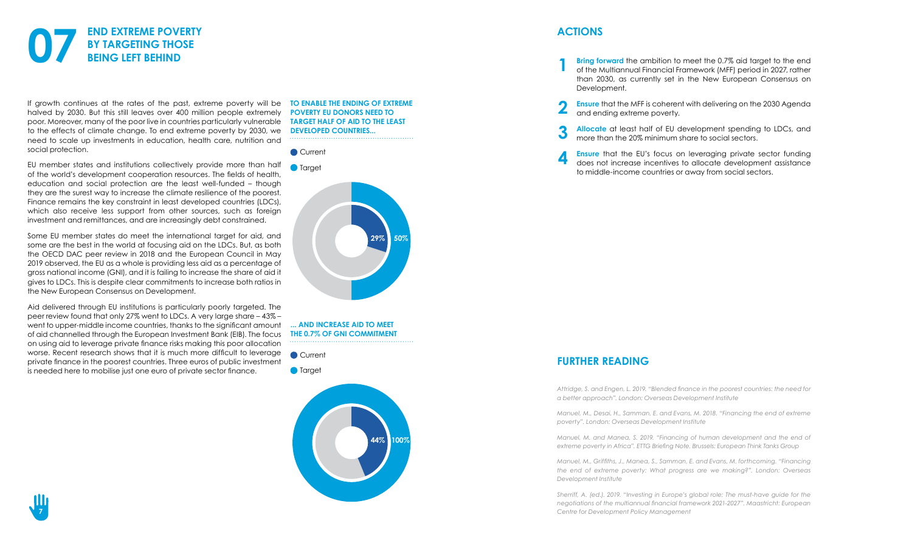# 07 END EXTREME POVERTY BY TARGETING THOSE BEING LEFT BEHIND

If growth continues at the rates of the past, extreme poverty will be halved by 2030. But this still leaves over 400 million people extremely poor. Moreover, many of the poor live in countries particularly vulnerable to the effects of climate change. To end extreme poverty by 2030, we need to scale up investments in education, health care, nutrition and social protection.

EU member states and institutions collectively provide more than half of the world's development cooperation resources. The fields of health, education and social protection are the least well-funded – though they are the surest way to increase the climate resilience of the poorest. Finance remains the key constraint in least developed countries (LDCs), which also receive less support from other sources, such as foreign investment and remittances, and are increasingly debt constrained.

Some EU member states do meet the international target for aid, and some are the best in the world at focusing aid on the LDCs. But, as both the OECD DAC peer review in 2018 and the European Council in May 2019 observed, the EU as a whole is providing less aid as a percentage of gross national income (GNI), and it is failing to increase the share of aid it gives to LDCs. This is despite clear commitments to increase both ratios in the New European Consensus on Development.

Aid delivered through EU institutions is particularly poorly targeted. The peer review found that only 27% went to LDCs. A very large share – 43% – went to upper-middle income countries, thanks to the significant amount of aid channelled through the European Investment Bank (EIB). The focus on using aid to leverage private finance risks making this poor allocation worse. Recent research shows that it is much more difficult to leverage private finance in the poorest countries. Three euros of public investment is needed here to mobilise just one euro of private sector finance.

**TO ENABLE THE ENDING OF EXTREME POVERTY EU DONORS NEED TO TARGET HALF OF AID TO THE LEAST DEVELOPED COUNTRIES...**

- Current
- Target

29% 50%

**... AND INCREASE AID TO MEET THE 0.7% OF GNI COMMITMENT**

- Current
- Target

44% 100%

## ACTIONS

1. **Bring forward** the ambition to meet the 0.7% aid target to the end of the Multiannual Financial Framework (MFF) period in 2027, rather than 2030, as currently set in the New European Consensus on Development.
2. **Ensure** that the MFF is coherent with delivering on the 2030 Agenda and ending extreme poverty.
3. **Allocate** at least half of EU development spending to LDCs, and more than the 20% minimum share to social sectors.
4. **Ensure** that the EU's focus on leveraging private sector funding does not increase incentives to allocate development assistance to middle-income countries or away from social sectors.

## FURTHER READING

*Attridge, S. and Engen, L. 2019. "Blended finance in the poorest countries: the need for a better approach". London: Overseas Development Institute*

*Manuel, M., Desai, H., Samman, E. and Evans, M. 2018. "Financing the end of extreme poverty". London: Overseas Development Institute*

*Manuel, M. and Manea, S. 2019. "Financing of human development and the end of extreme poverty in Africa". ETTG Briefing Note. Brussels: European Think Tanks Group*

*Manuel, M., Griffiths, J., Manea, S., Samman, E. and Evans, M. forthcoming. "Financing the end of extreme poverty: What progress are we making?". London: Overseas Development Institute*

*Sherriff, A. (ed.). 2019. "Investing in Europe's global role: The must-have guide for the negotiations of the multiannual financial framework 2021-2027". Maastricht: European Centre for Development Policy Management*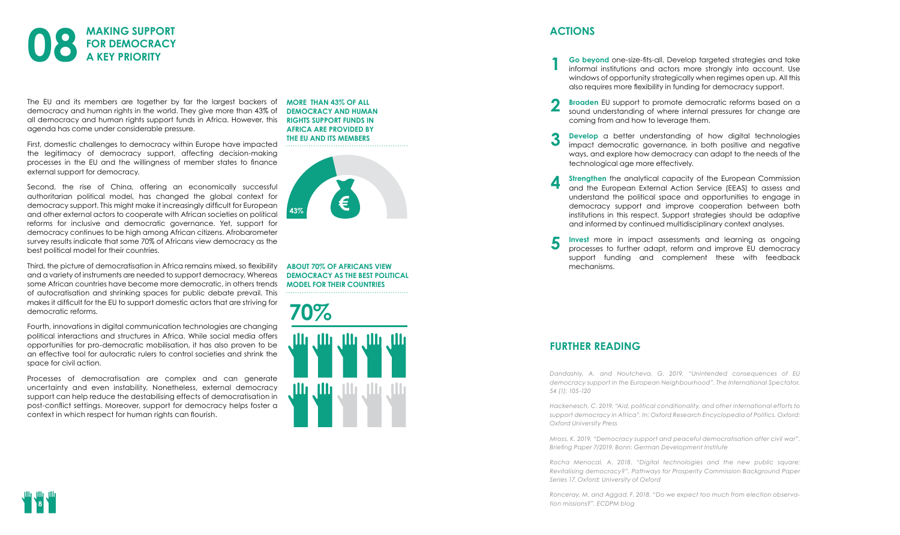# 08 MAKING SUPPORT FOR DEMOCRACY A KEY PRIORITY

The EU and its members are together by far the largest backers of democracy and human rights in the world. They give more than 43% of all democracy and human rights support funds in Africa. However, this agenda has come under considerable pressure.

First, domestic challenges to democracy within Europe have impacted the legitimacy of democracy support, affecting decision-making processes in the EU and the willingness of member states to finance external support for democracy.

Second, the rise of China, offering an economically successful authoritarian political model, has changed the global context for democracy support. This might make it increasingly difficult for European and other external actors to cooperate with African societies on political reforms for inclusive and democratic governance. Yet, support for democracy continues to be high among African citizens. Afrobarometer survey results indicate that some 70% of Africans view democracy as the best political model for their countries.

Third, the picture of democratisation in Africa remains mixed, so flexibility and a variety of instruments are needed to support democracy. Whereas some African countries have become more democratic, in others trends of autocratisation and shrinking spaces for public debate prevail. This makes it difficult for the EU to support domestic actors that are striving for democratic reforms.

Fourth, innovations in digital communication technologies are changing political interactions and structures in Africa. While social media offers opportunities for pro-democratic mobilisation, it has also proven to be an effective tool for autocratic rulers to control societies and shrink the space for civil action.

Processes of democratisation are complex and can generate uncertainty and even instability. Nonetheless, external democracy support can help reduce the destabilising effects of democratisation in post-conflict settings. Moreover, support for democracy helps foster a context in which respect for human rights can flourish.

**MORE THAN 43% OF ALL DEMOCRACY AND HUMAN RIGHTS SUPPORT FUNDS IN AFRICA ARE PROVIDED BY THE EU AND ITS MEMBERS**

43%

**ABOUT 70% OF AFRICANS VIEW DEMOCRACY AS THE BEST POLITICAL MODEL FOR THEIR COUNTRIES**

70%

## ACTIONS

1. **Go beyond** one-size-fits-all. Develop targeted strategies and take informal institutions and actors more strongly into account. Use windows of opportunity strategically when regimes open up. All this also requires more flexibility in funding for democracy support.
2. **Broaden** EU support to promote democratic reforms based on a sound understanding of where internal pressures for change are coming from and how to leverage them.
3. **Develop** a better understanding of how digital technologies impact democratic governance, in both positive and negative ways, and explore how democracy can adapt to the needs of the technological age more effectively.
4. **Strengthen** the analytical capacity of the European Commission and the European External Action Service (EEAS) to assess and understand the political space and opportunities to engage in democracy support and improve cooperation between both institutions in this respect. Support strategies should be adaptive and informed by continued multidisciplinary context analyses.
5. **Invest** more in impact assessments and learning as ongoing processes to further adapt, reform and improve EU democracy support funding and complement these with feedback mechanisms.

## FURTHER READING

*Dandashly, A. and Noutcheva, G. 2019. "Unintended consequences of EU democracy support in the European Neighbourhood". The International Spectator, 54 (1): 105-120*

*Hackenesch, C. 2019. "Aid, political conditionality, and other international efforts to support democracy in Africa". In: Oxford Research Encyclopedia of Politics. Oxford: Oxford University Press*

*Mross, K. 2019. "Democracy support and peaceful democratisation after civil war". Briefing Paper 7/2019. Bonn: German Development Institute*

*Rocha Menocal, A. 2018. "Digital technologies and the new public square: Revitalising democracy?". Pathways for Prosperity Commission Background Paper Series 17. Oxford: University of Oxford*

*Ronceray, M. and Aggad, F. 2018. "Do we expect too much from election observation missions?". ECDPM blog*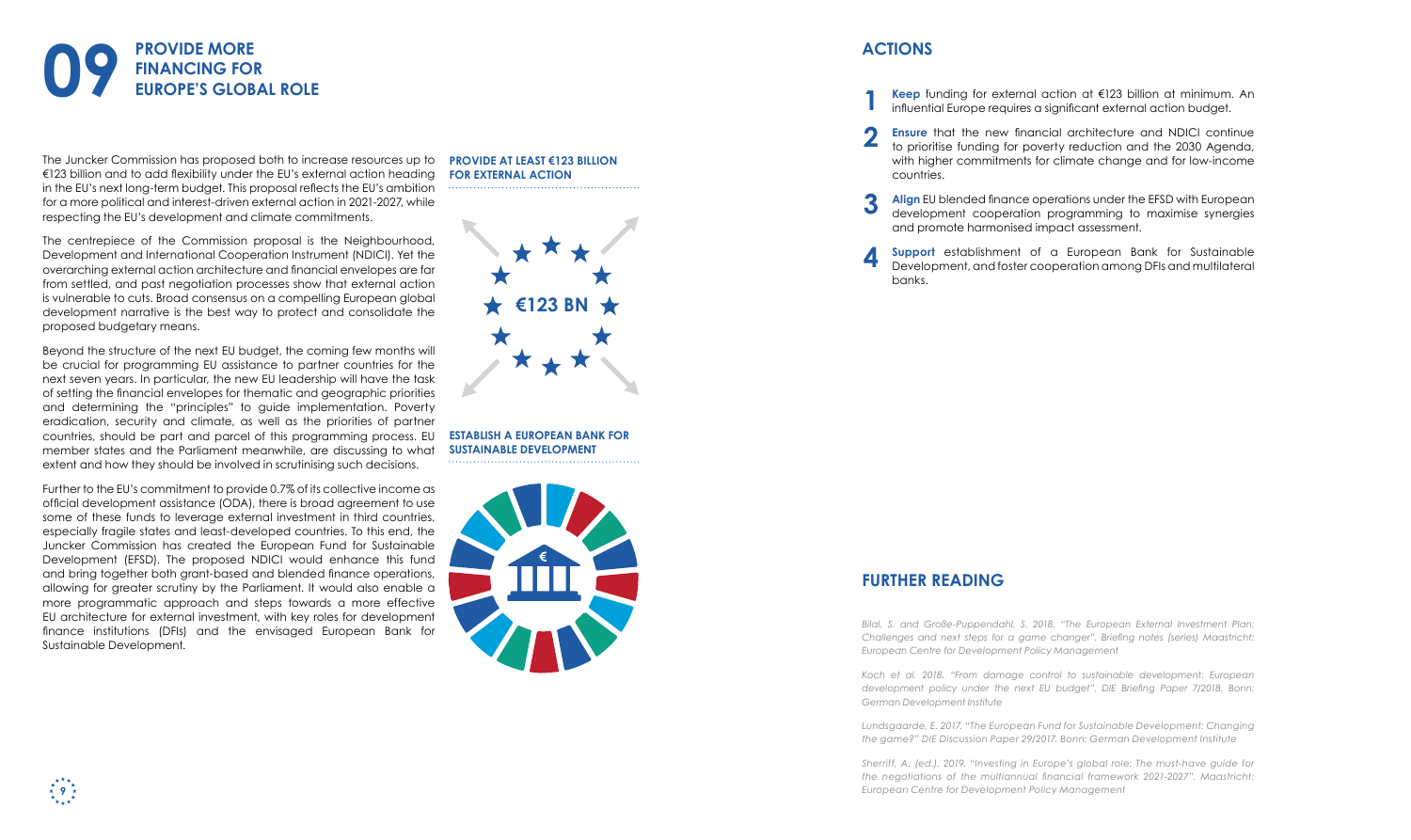# 09 PROVIDE MORE FINANCING FOR EUROPE'S GLOBAL ROLE

The Juncker Commission has proposed both to increase resources up to €123 billion and to add flexibility under the EU's external action heading in the EU's next long-term budget. This proposal reflects the EU's ambition for a more political and interest-driven external action in 2021-2027, while respecting the EU's development and climate commitments.

The centrepiece of the Commission proposal is the Neighbourhood, Development and International Cooperation Instrument (NDICI). Yet the overarching external action architecture and financial envelopes are far from settled, and past negotiation processes show that external action is vulnerable to cuts. Broad consensus on a compelling European global development narrative is the best way to protect and consolidate the proposed budgetary means.

Beyond the structure of the next EU budget, the coming few months will be crucial for programming EU assistance to partner countries for the next seven years. In particular, the new EU leadership will have the task of setting the financial envelopes for thematic and geographic priorities and determining the "principles" to guide implementation. Poverty eradication, security and climate, as well as the priorities of partner countries, should be part and parcel of this programming process. EU member states and the Parliament meanwhile, are discussing to what extent and how they should be involved in scrutinising such decisions.

Further to the EU's commitment to provide 0.7% of its collective income as official development assistance (ODA), there is broad agreement to use some of these funds to leverage external investment in third countries, especially fragile states and least-developed countries. To this end, the Juncker Commission has created the European Fund for Sustainable Development (EFSD). The proposed NDICI would enhance this fund and bring together both grant-based and blended finance operations, allowing for greater scrutiny by the Parliament. It would also enable a more programmatic approach and steps towards a more effective EU architecture for external investment, with key roles for development finance institutions (DFIs) and the envisaged European Bank for Sustainable Development.

**PROVIDE AT LEAST €123 BILLION FOR EXTERNAL ACTION**

€123 BN

**ESTABLISH A EUROPEAN BANK FOR SUSTAINABLE DEVELOPMENT**

## ACTIONS

1. **Keep** funding for external action at €123 billion at minimum. An influential Europe requires a significant external action budget.
2. **Ensure** that the new financial architecture and NDICI continue to prioritise funding for poverty reduction and the 2030 Agenda, with higher commitments for climate change and for low-income countries.
3. **Align** EU blended finance operations under the EFSD with European development cooperation programming to maximise synergies and promote harmonised impact assessment.
4. **Support** establishment of a European Bank for Sustainable Development, and foster cooperation among DFIs and multilateral banks.

## FURTHER READING

*Bilal, S. and Große-Puppendahl, S. 2018. "The European External Investment Plan: Challenges and next steps for a game changer". Briefing notes (series) Maastricht: European Centre for Development Policy Management*

*Koch et al. 2018. "From damage control to sustainable development: European development policy under the next EU budget". DIE Briefing Paper 7/2018. Bonn: German Development Institute*

*Lundsgaarde, E. 2017. "The European Fund for Sustainable Development: Changing the game?" DIE Discussion Paper 29/2017. Bonn: German Development Institute*

*Sherriff, A. (ed.). 2019. "Investing in Europe's global role: The must-have guide for the negotiations of the multiannual financial framework 2021-2027". Maastricht: European Centre for Development Policy Management*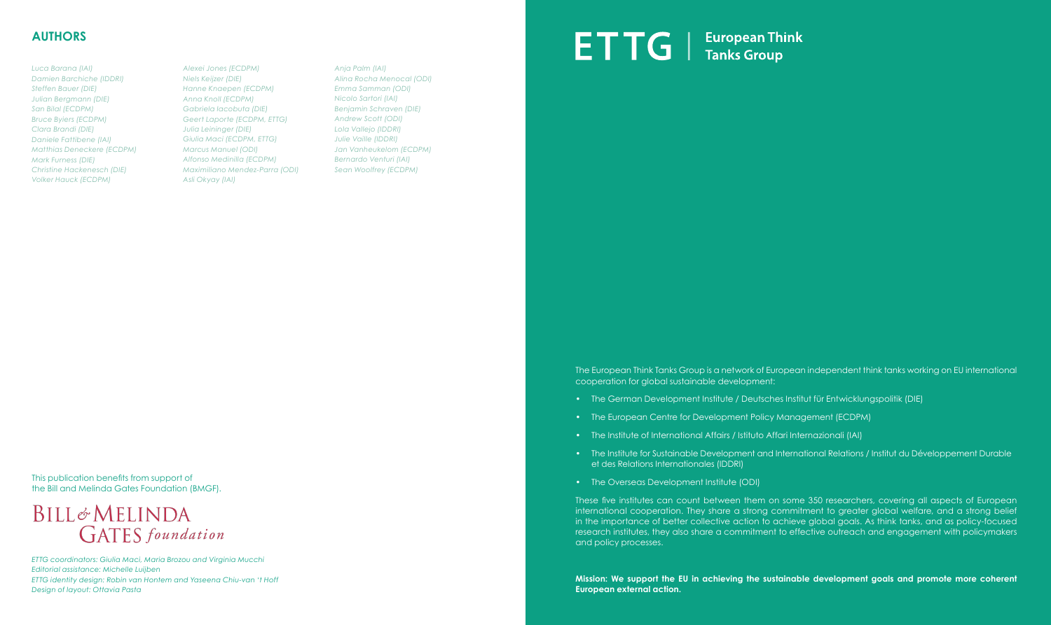## AUTHORS

*Luca Barana (IAI)*
*Damien Barchiche (IDDRI)*
*Steffen Bauer (DIE)*
*Julian Bergmann (DIE)*
*San Bilal (ECDPM)*
*Bruce Byiers (ECDPM)*
*Clara Brandi (DIE)*
*Daniele Fattibene (IAI)*
*Matthias Deneckere (ECDPM)*
*Mark Furness (DIE)*
*Christine Hackenesch (DIE)*
*Volker Hauck (ECDPM)*
*Alexei Jones (ECDPM)*
*Niels Keijzer (DIE)*
*Hanne Knaepen (ECDPM)*
*Anna Knoll (ECDPM)*
*Gabriela Iacobuta (DIE)*
*Geert Laporte (ECDPM, ETTG)*
*Julia Leininger (DIE)*
*Giulia Maci (ECDPM, ETTG)*
*Marcus Manuel (ODI)*
*Alfonso Medinilla (ECDPM)*
*Maximiliano Mendez-Parra (ODI)*
*Asli Okyay (IAI)*
*Anja Palm (IAI)*
*Alina Rocha Menocal (ODI)*
*Emma Samman (ODI)*
*Nicolo Sartori (IAI)*
*Benjamin Schraven (DIE)*
*Andrew Scott (ODI)*
*Lola Vallejo (IDDRI)*
*Julie Vaille (IDDRI)*
*Jan Vanheukelom (ECDPM)*
*Bernardo Venturi (IAI)*
*Sean Woolfrey (ECDPM)*

This publication benefits from support of the Bill and Melinda Gates Foundation (BMGF).

BILL & MELINDA GATES *foundation*

*ETTG coordinators: Giulia Maci, Maria Brozou and Virginia Mucchi*
*Editorial assistance: Michelle Luijben*
*ETTG identity design: Robin van Hontem and Yaseena Chiu-van 't Hoff*
*Design of layout: Ottavia Pasta*

# ETTG | European Think Tanks Group

The European Think Tanks Group is a network of European independent think tanks working on EU international cooperation for global sustainable development:

- The German Development Institute / Deutsches Institut für Entwicklungspolitik (DIE)
- The European Centre for Development Policy Management (ECDPM)
- The Institute of International Affairs / Istituto Affari Internazionali (IAI)
- The Institute for Sustainable Development and International Relations / Institut du Développement Durable et des Relations Internationales (IDDRI)
- The Overseas Development Institute (ODI)

These five institutes can count between them on some 350 researchers, covering all aspects of European international cooperation. They share a strong commitment to greater global welfare, and a strong belief in the importance of better collective action to achieve global goals. As think tanks, and as policy-focused research institutes, they also share a commitment to effective outreach and engagement with policymakers and policy processes.

**Mission: We support the EU in achieving the sustainable development goals and promote more coherent European external action.**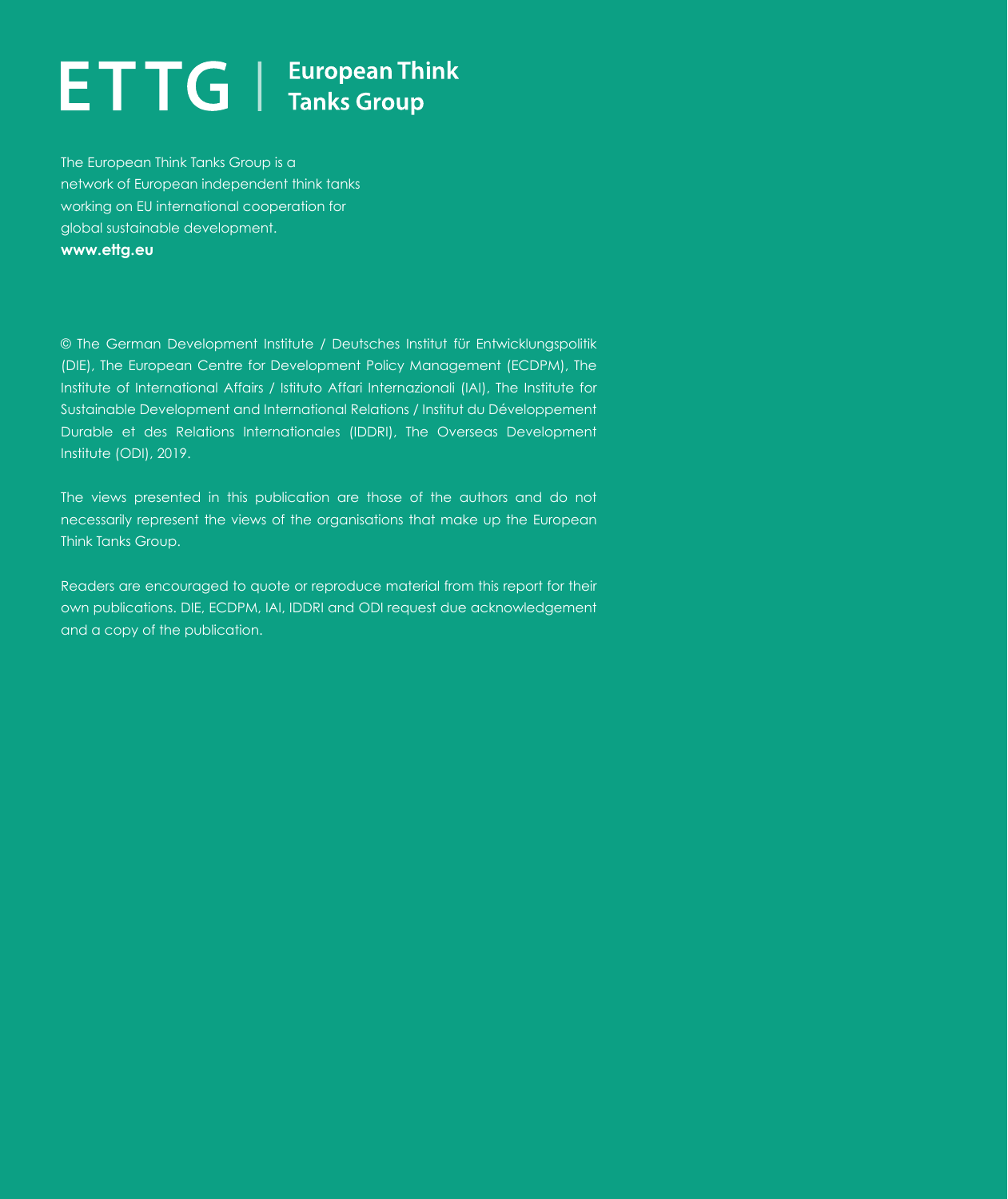# ETTG | European Think Tanks Group

The European Think Tanks Group is a network of European independent think tanks working on EU international cooperation for global sustainable development.

**www.ettg.eu**

© The German Development Institute / Deutsches Institut für Entwicklungspolitik (DIE), The European Centre for Development Policy Management (ECDPM), The Institute of International Affairs / Istituto Affari Internazionali (IAI), The Institute for Sustainable Development and International Relations / Institut du Développement Durable et des Relations Internationales (IDDRI), The Overseas Development Institute (ODI), 2019.

The views presented in this publication are those of the authors and do not necessarily represent the views of the organisations that make up the European Think Tanks Group.

Readers are encouraged to quote or reproduce material from this report for their own publications. DIE, ECDPM, IAI, IDDRI and ODI request due acknowledgement and a copy of the publication.